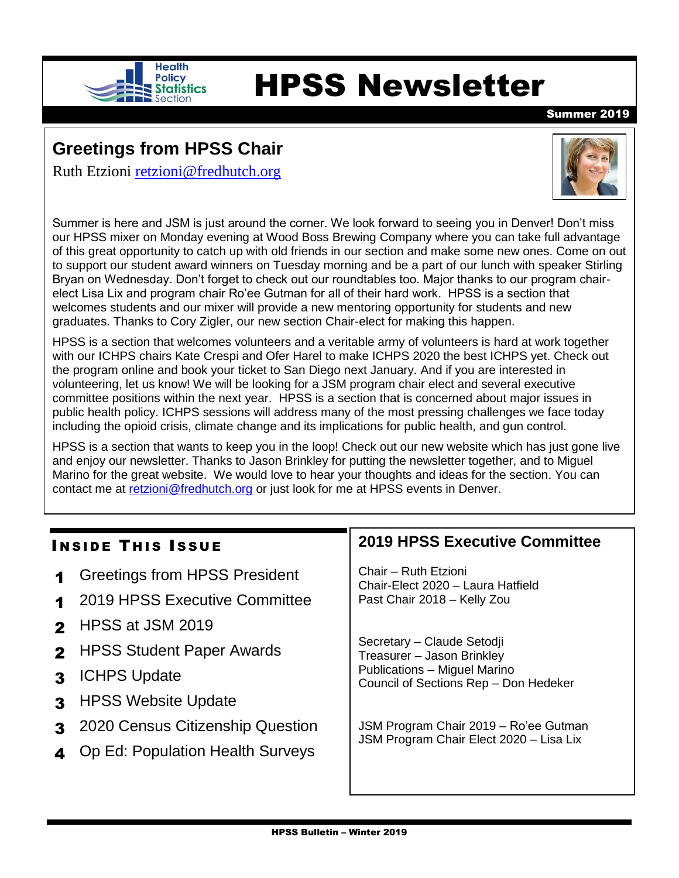# HPSS Newsletter

**Summer 2019**

## Greetings from HPSS Chair

Ruth Etzioni retzioni@fredhutch.org

Summer is here and JSM is just around the corner. We look forward to seeing you in Denver! Don't miss our HPSS mixer on Monday evening at Wood Boss Brewing Company where you can take full advantage of this great opportunity to catch up with old friends in our section and make some new ones. Come on out to support our student award winners on Tuesday morning and be a part of our lunch with speaker Stirling Bryan on Wednesday. Don't forget to check out our roundtables too. Major thanks to our program chair-elect Lisa Lix and program chair Ro'ee Gutman for all of their hard work. HPSS is a section that welcomes students and our mixer will provide a new mentoring opportunity for students and new graduates. Thanks to Cory Zigler, our new section Chair-elect for making this happen.

HPSS is a section that welcomes volunteers and a veritable army of volunteers is hard at work together with our ICHPS chairs Kate Crespi and Ofer Harel to make ICHPS 2020 the best ICHPS yet. Check out the program online and book your ticket to San Diego next January. And if you are interested in volunteering, let us know! We will be looking for a JSM program chair elect and several executive committee positions within the next year. HPSS is a section that is concerned about major issues in public health policy. ICHPS sessions will address many of the most pressing challenges we face today including the opioid crisis, climate change and its implications for public health, and gun control.

HPSS is a section that wants to keep you in the loop! Check out our new website which has just gone live and enjoy our newsletter. Thanks to Jason Brinkley for putting the newsletter together, and to Miguel Marino for the great website. We would love to hear your thoughts and ideas for the section. You can contact me at retzioni@fredhutch.org or just look for me at HPSS events in Denver.

## Inside This Issue

- 1 Greetings from HPSS President
- 1 2019 HPSS Executive Committee
- 2 HPSS at JSM 2019
- 2 HPSS Student Paper Awards
- 3 ICHPS Update
- 3 HPSS Website Update
- 3 2020 Census Citizenship Question
- 4 Op Ed: Population Health Surveys

## 2019 HPSS Executive Committee

Chair – Ruth Etzioni
Chair-Elect 2020 – Laura Hatfield
Past Chair 2018 – Kelly Zou

Secretary – Claude Setodji
Treasurer – Jason Brinkley
Publications – Miguel Marino
Council of Sections Rep – Don Hedeker

JSM Program Chair 2019 – Ro'ee Gutman
JSM Program Chair Elect 2020 – Lisa Lix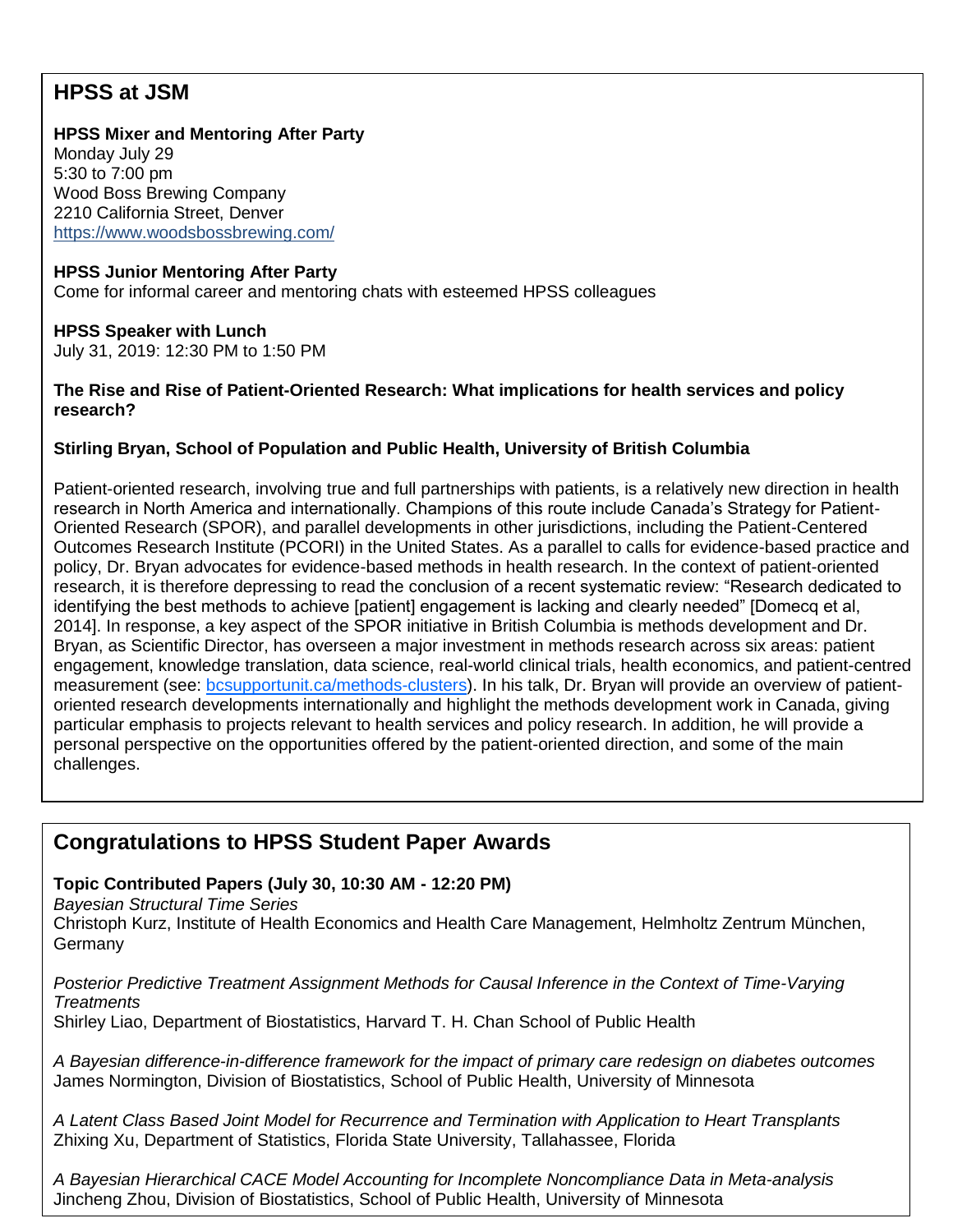## HPSS at JSM

**HPSS Mixer and Mentoring After Party**
Monday July 29
5:30 to 7:00 pm
Wood Boss Brewing Company
2210 California Street, Denver
https://www.woodsbossbrewing.com/

**HPSS Junior Mentoring After Party**
Come for informal career and mentoring chats with esteemed HPSS colleagues

**HPSS Speaker with Lunch**
July 31, 2019: 12:30 PM to 1:50 PM

**The Rise and Rise of Patient-Oriented Research: What implications for health services and policy research?**

**Stirling Bryan, School of Population and Public Health, University of British Columbia**

Patient-oriented research, involving true and full partnerships with patients, is a relatively new direction in health research in North America and internationally. Champions of this route include Canada's Strategy for Patient-Oriented Research (SPOR), and parallel developments in other jurisdictions, including the Patient-Centered Outcomes Research Institute (PCORI) in the United States. As a parallel to calls for evidence-based practice and policy, Dr. Bryan advocates for evidence-based methods in health research. In the context of patient-oriented research, it is therefore depressing to read the conclusion of a recent systematic review: "Research dedicated to identifying the best methods to achieve [patient] engagement is lacking and clearly needed" [Domecq et al, 2014]. In response, a key aspect of the SPOR initiative in British Columbia is methods development and Dr. Bryan, as Scientific Director, has overseen a major investment in methods research across six areas: patient engagement, knowledge translation, data science, real-world clinical trials, health economics, and patient-centred measurement (see: bcsupportunit.ca/methods-clusters). In his talk, Dr. Bryan will provide an overview of patient-oriented research developments internationally and highlight the methods development work in Canada, giving particular emphasis to projects relevant to health services and policy research. In addition, he will provide a personal perspective on the opportunities offered by the patient-oriented direction, and some of the main challenges.

## Congratulations to HPSS Student Paper Awards

**Topic Contributed Papers (July 30, 10:30 AM - 12:20 PM)**
*Bayesian Structural Time Series*
Christoph Kurz, Institute of Health Economics and Health Care Management, Helmholtz Zentrum München, Germany

*Posterior Predictive Treatment Assignment Methods for Causal Inference in the Context of Time-Varying Treatments*
Shirley Liao, Department of Biostatistics, Harvard T. H. Chan School of Public Health

*A Bayesian difference-in-difference framework for the impact of primary care redesign on diabetes outcomes*
James Normington, Division of Biostatistics, School of Public Health, University of Minnesota

*A Latent Class Based Joint Model for Recurrence and Termination with Application to Heart Transplants*
Zhixing Xu, Department of Statistics, Florida State University, Tallahassee, Florida

*A Bayesian Hierarchical CACE Model Accounting for Incomplete Noncompliance Data in Meta-analysis*
Jincheng Zhou, Division of Biostatistics, School of Public Health, University of Minnesota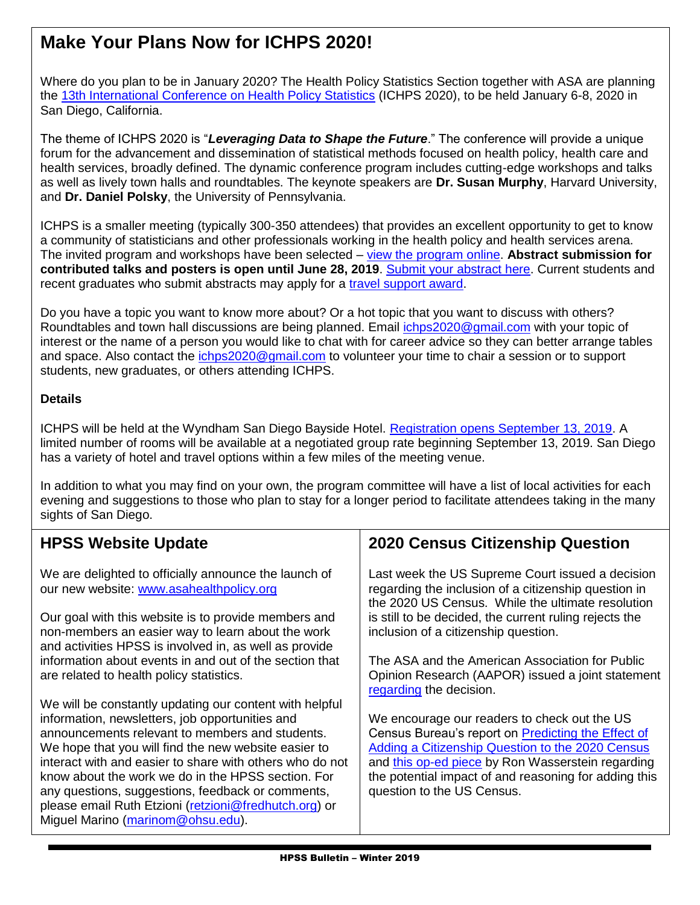# Make Your Plans Now for ICHPS 2020!

Where do you plan to be in January 2020? The Health Policy Statistics Section together with ASA are planning the 13th International Conference on Health Policy Statistics (ICHPS 2020), to be held January 6-8, 2020 in San Diego, California.

The theme of ICHPS 2020 is "***Leveraging Data to Shape the Future***." The conference will provide a unique forum for the advancement and dissemination of statistical methods focused on health policy, health care and health services, broadly defined. The dynamic conference program includes cutting-edge workshops and talks as well as lively town halls and roundtables. The keynote speakers are **Dr. Susan Murphy**, Harvard University, and **Dr. Daniel Polsky**, the University of Pennsylvania.

ICHPS is a smaller meeting (typically 300-350 attendees) that provides an excellent opportunity to get to know a community of statisticians and other professionals working in the health policy and health services arena. The invited program and workshops have been selected – view the program online. **Abstract submission for contributed talks and posters is open until June 28, 2019**. Submit your abstract here. Current students and recent graduates who submit abstracts may apply for a travel support award.

Do you have a topic you want to know more about? Or a hot topic that you want to discuss with others? Roundtables and town hall discussions are being planned. Email ichps2020@gmail.com with your topic of interest or the name of a person you would like to chat with for career advice so they can better arrange tables and space. Also contact the ichps2020@gmail.com to volunteer your time to chair a session or to support students, new graduates, or others attending ICHPS.

**Details**

ICHPS will be held at the Wyndham San Diego Bayside Hotel. Registration opens September 13, 2019. A limited number of rooms will be available at a negotiated group rate beginning September 13, 2019. San Diego has a variety of hotel and travel options within a few miles of the meeting venue.

In addition to what you may find on your own, the program committee will have a list of local activities for each evening and suggestions to those who plan to stay for a longer period to facilitate attendees taking in the many sights of San Diego.

## HPSS Website Update

We are delighted to officially announce the launch of our new website: www.asahealthpolicy.org

Our goal with this website is to provide members and non-members an easier way to learn about the work and activities HPSS is involved in, as well as provide information about events in and out of the section that are related to health policy statistics.

We will be constantly updating our content with helpful information, newsletters, job opportunities and announcements relevant to members and students. We hope that you will find the new website easier to interact with and easier to share with others who do not know about the work we do in the HPSS section. For any questions, suggestions, feedback or comments, please email Ruth Etzioni (retzioni@fredhutch.org) or Miguel Marino (marinom@ohsu.edu).

## 2020 Census Citizenship Question

Last week the US Supreme Court issued a decision regarding the inclusion of a citizenship question in the 2020 US Census. While the ultimate resolution is still to be decided, the current ruling rejects the inclusion of a citizenship question.

The ASA and the American Association for Public Opinion Research (AAPOR) issued a joint statement regarding the decision.

We encourage our readers to check out the US Census Bureau's report on Predicting the Effect of Adding a Citizenship Question to the 2020 Census and this op-ed piece by Ron Wasserstein regarding the potential impact of and reasoning for adding this question to the US Census.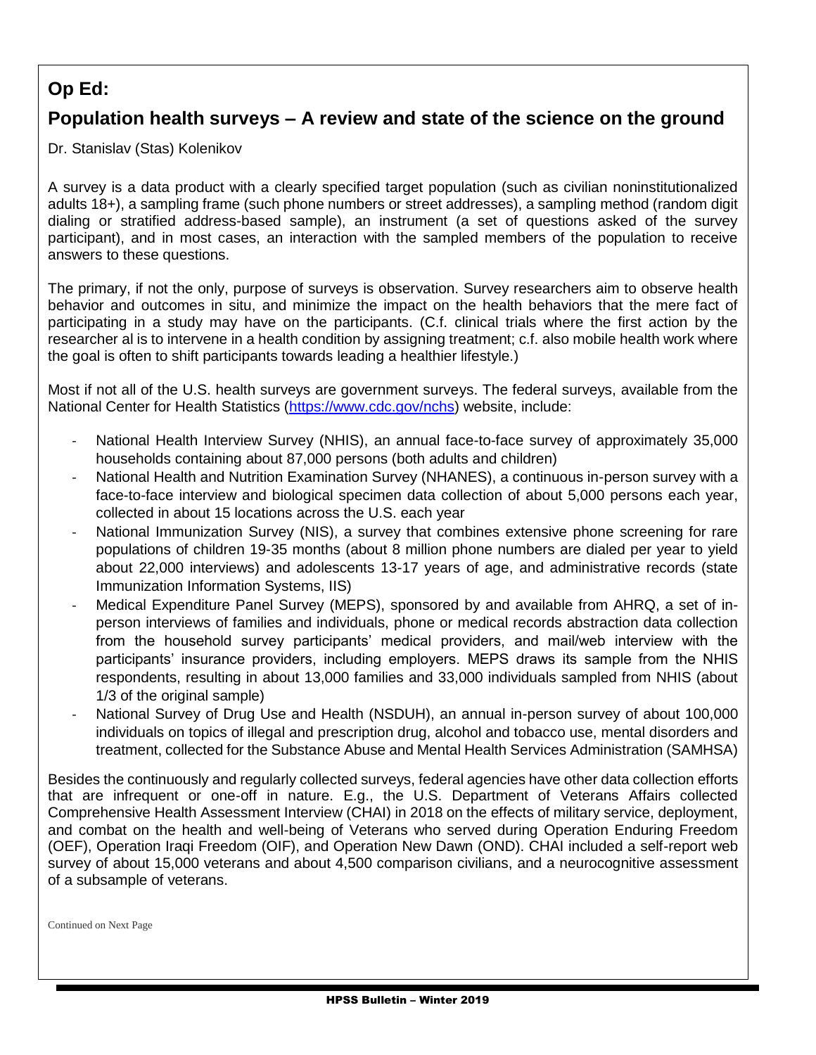# Op Ed:

## Population health surveys – A review and state of the science on the ground

Dr. Stanislav (Stas) Kolenikov

A survey is a data product with a clearly specified target population (such as civilian noninstitutionalized adults 18+), a sampling frame (such phone numbers or street addresses), a sampling method (random digit dialing or stratified address-based sample), an instrument (a set of questions asked of the survey participant), and in most cases, an interaction with the sampled members of the population to receive answers to these questions.

The primary, if not the only, purpose of surveys is observation. Survey researchers aim to observe health behavior and outcomes in situ, and minimize the impact on the health behaviors that the mere fact of participating in a study may have on the participants. (C.f. clinical trials where the first action by the researcher al is to intervene in a health condition by assigning treatment; c.f. also mobile health work where the goal is often to shift participants towards leading a healthier lifestyle.)

Most if not all of the U.S. health surveys are government surveys. The federal surveys, available from the National Center for Health Statistics (https://www.cdc.gov/nchs) website, include:

- National Health Interview Survey (NHIS), an annual face-to-face survey of approximately 35,000 households containing about 87,000 persons (both adults and children)
- National Health and Nutrition Examination Survey (NHANES), a continuous in-person survey with a face-to-face interview and biological specimen data collection of about 5,000 persons each year, collected in about 15 locations across the U.S. each year
- National Immunization Survey (NIS), a survey that combines extensive phone screening for rare populations of children 19-35 months (about 8 million phone numbers are dialed per year to yield about 22,000 interviews) and adolescents 13-17 years of age, and administrative records (state Immunization Information Systems, IIS)
- Medical Expenditure Panel Survey (MEPS), sponsored by and available from AHRQ, a set of in-person interviews of families and individuals, phone or medical records abstraction data collection from the household survey participants' medical providers, and mail/web interview with the participants' insurance providers, including employers. MEPS draws its sample from the NHIS respondents, resulting in about 13,000 families and 33,000 individuals sampled from NHIS (about 1/3 of the original sample)
- National Survey of Drug Use and Health (NSDUH), an annual in-person survey of about 100,000 individuals on topics of illegal and prescription drug, alcohol and tobacco use, mental disorders and treatment, collected for the Substance Abuse and Mental Health Services Administration (SAMHSA)

Besides the continuously and regularly collected surveys, federal agencies have other data collection efforts that are infrequent or one-off in nature. E.g., the U.S. Department of Veterans Affairs collected Comprehensive Health Assessment Interview (CHAI) in 2018 on the effects of military service, deployment, and combat on the health and well-being of Veterans who served during Operation Enduring Freedom (OEF), Operation Iraqi Freedom (OIF), and Operation New Dawn (OND). CHAI included a self-report web survey of about 15,000 veterans and about 4,500 comparison civilians, and a neurocognitive assessment of a subsample of veterans.

Continued on Next Page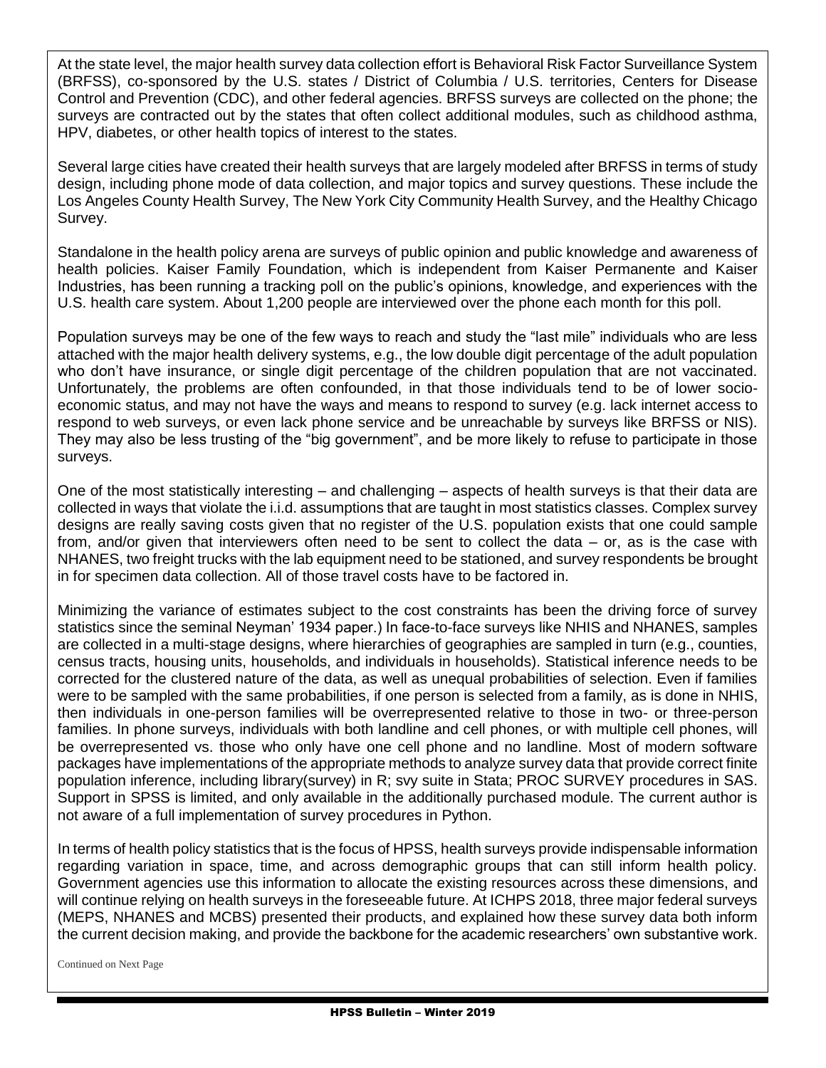At the state level, the major health survey data collection effort is Behavioral Risk Factor Surveillance System (BRFSS), co-sponsored by the U.S. states / District of Columbia / U.S. territories, Centers for Disease Control and Prevention (CDC), and other federal agencies. BRFSS surveys are collected on the phone; the surveys are contracted out by the states that often collect additional modules, such as childhood asthma, HPV, diabetes, or other health topics of interest to the states.

Several large cities have created their health surveys that are largely modeled after BRFSS in terms of study design, including phone mode of data collection, and major topics and survey questions. These include the Los Angeles County Health Survey, The New York City Community Health Survey, and the Healthy Chicago Survey.

Standalone in the health policy arena are surveys of public opinion and public knowledge and awareness of health policies. Kaiser Family Foundation, which is independent from Kaiser Permanente and Kaiser Industries, has been running a tracking poll on the public's opinions, knowledge, and experiences with the U.S. health care system. About 1,200 people are interviewed over the phone each month for this poll.

Population surveys may be one of the few ways to reach and study the "last mile" individuals who are less attached with the major health delivery systems, e.g., the low double digit percentage of the adult population who don't have insurance, or single digit percentage of the children population that are not vaccinated. Unfortunately, the problems are often confounded, in that those individuals tend to be of lower socio-economic status, and may not have the ways and means to respond to survey (e.g. lack internet access to respond to web surveys, or even lack phone service and be unreachable by surveys like BRFSS or NIS). They may also be less trusting of the "big government", and be more likely to refuse to participate in those surveys.

One of the most statistically interesting – and challenging – aspects of health surveys is that their data are collected in ways that violate the i.i.d. assumptions that are taught in most statistics classes. Complex survey designs are really saving costs given that no register of the U.S. population exists that one could sample from, and/or given that interviewers often need to be sent to collect the data – or, as is the case with NHANES, two freight trucks with the lab equipment need to be stationed, and survey respondents be brought in for specimen data collection. All of those travel costs have to be factored in.

Minimizing the variance of estimates subject to the cost constraints has been the driving force of survey statistics since the seminal Neyman' 1934 paper.) In face-to-face surveys like NHIS and NHANES, samples are collected in a multi-stage designs, where hierarchies of geographies are sampled in turn (e.g., counties, census tracts, housing units, households, and individuals in households). Statistical inference needs to be corrected for the clustered nature of the data, as well as unequal probabilities of selection. Even if families were to be sampled with the same probabilities, if one person is selected from a family, as is done in NHIS, then individuals in one-person families will be overrepresented relative to those in two- or three-person families. In phone surveys, individuals with both landline and cell phones, or with multiple cell phones, will be overrepresented vs. those who only have one cell phone and no landline. Most of modern software packages have implementations of the appropriate methods to analyze survey data that provide correct finite population inference, including library(survey) in R; svy suite in Stata; PROC SURVEY procedures in SAS. Support in SPSS is limited, and only available in the additionally purchased module. The current author is not aware of a full implementation of survey procedures in Python.

In terms of health policy statistics that is the focus of HPSS, health surveys provide indispensable information regarding variation in space, time, and across demographic groups that can still inform health policy. Government agencies use this information to allocate the existing resources across these dimensions, and will continue relying on health surveys in the foreseeable future. At ICHPS 2018, three major federal surveys (MEPS, NHANES and MCBS) presented their products, and explained how these survey data both inform the current decision making, and provide the backbone for the academic researchers' own substantive work.

Continued on Next Page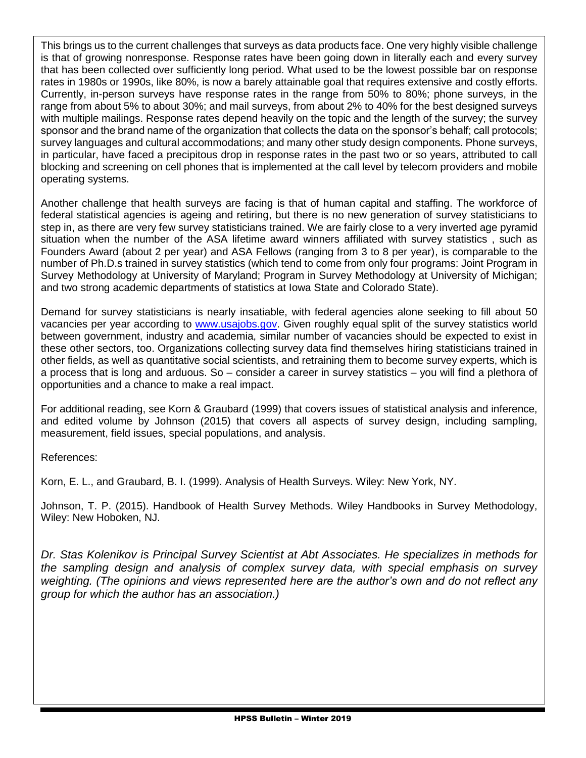This brings us to the current challenges that surveys as data products face. One very highly visible challenge is that of growing nonresponse. Response rates have been going down in literally each and every survey that has been collected over sufficiently long period. What used to be the lowest possible bar on response rates in 1980s or 1990s, like 80%, is now a barely attainable goal that requires extensive and costly efforts. Currently, in-person surveys have response rates in the range from 50% to 80%; phone surveys, in the range from about 5% to about 30%; and mail surveys, from about 2% to 40% for the best designed surveys with multiple mailings. Response rates depend heavily on the topic and the length of the survey; the survey sponsor and the brand name of the organization that collects the data on the sponsor's behalf; call protocols; survey languages and cultural accommodations; and many other study design components. Phone surveys, in particular, have faced a precipitous drop in response rates in the past two or so years, attributed to call blocking and screening on cell phones that is implemented at the call level by telecom providers and mobile operating systems.

Another challenge that health surveys are facing is that of human capital and staffing. The workforce of federal statistical agencies is ageing and retiring, but there is no new generation of survey statisticians to step in, as there are very few survey statisticians trained. We are fairly close to a very inverted age pyramid situation when the number of the ASA lifetime award winners affiliated with survey statistics , such as Founders Award (about 2 per year) and ASA Fellows (ranging from 3 to 8 per year), is comparable to the number of Ph.D.s trained in survey statistics (which tend to come from only four programs: Joint Program in Survey Methodology at University of Maryland; Program in Survey Methodology at University of Michigan; and two strong academic departments of statistics at Iowa State and Colorado State).

Demand for survey statisticians is nearly insatiable, with federal agencies alone seeking to fill about 50 vacancies per year according to [www.usajobs.gov](http://www.usajobs.gov). Given roughly equal split of the survey statistics world between government, industry and academia, similar number of vacancies should be expected to exist in these other sectors, too. Organizations collecting survey data find themselves hiring statisticians trained in other fields, as well as quantitative social scientists, and retraining them to become survey experts, which is a process that is long and arduous. So – consider a career in survey statistics – you will find a plethora of opportunities and a chance to make a real impact.

For additional reading, see Korn & Graubard (1999) that covers issues of statistical analysis and inference, and edited volume by Johnson (2015) that covers all aspects of survey design, including sampling, measurement, field issues, special populations, and analysis.

References:

Korn, E. L., and Graubard, B. I. (1999). Analysis of Health Surveys. Wiley: New York, NY.

Johnson, T. P. (2015). Handbook of Health Survey Methods. Wiley Handbooks in Survey Methodology, Wiley: New Hoboken, NJ.

*Dr. Stas Kolenikov is Principal Survey Scientist at Abt Associates. He specializes in methods for the sampling design and analysis of complex survey data, with special emphasis on survey weighting. (The opinions and views represented here are the author's own and do not reflect any group for which the author has an association.)*